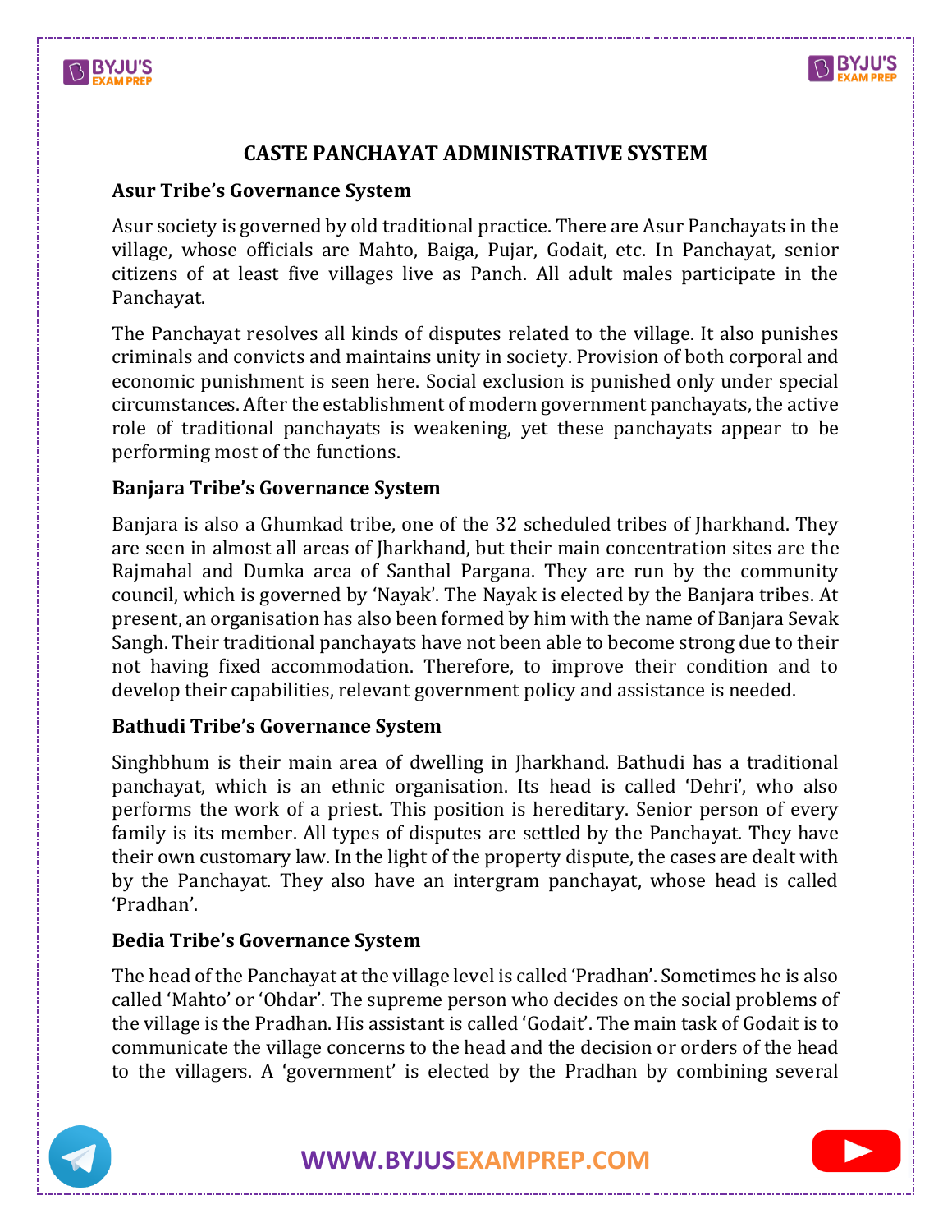# CASTE PANCHAYAT ADMINISTRATIVE SYSTEM

## Asur Tribe's Governance System

Asur society is governed by old traditional practice. There are Asur Panchayats in the village, whose officials are Mahto, Baiga, Pujar, Godait, etc. In Panchayat, senior citizens of at least five villages live as Panch. All adult males participate in the Panchayat.

The Panchayat resolves all kinds of disputes related to the village. It also punishes criminals and convicts and maintains unity in society. Provision of both corporal and economic punishment is seen here. Social exclusion is punished only under special circumstances. After the establishment of modern government panchayats, the active role of traditional panchayats is weakening, yet these panchayats appear to be performing most of the functions.

## Banjara Tribe's Governance System

Banjara is also a Ghumkad tribe, one of the 32 scheduled tribes of Jharkhand. They are seen in almost all areas of Jharkhand, but their main concentration sites are the Rajmahal and Dumka area of Santhal Pargana. They are run by the community council, which is governed by 'Nayak'. The Nayak is elected by the Banjara tribes. At present, an organisation has also been formed by him with the name of Banjara Sevak Sangh. Their traditional panchayats have not been able to become strong due to their not having fixed accommodation. Therefore, to improve their condition and to develop their capabilities, relevant government policy and assistance is needed.

## Bathudi Tribe's Governance System

Singhbhum is their main area of dwelling in Jharkhand. Bathudi has a traditional panchayat, which is an ethnic organisation. Its head is called 'Dehri', who also performs the work of a priest. This position is hereditary. Senior person of every family is its member. All types of disputes are settled by the Panchayat. They have their own customary law. In the light of the property dispute, the cases are dealt with by the Panchayat. They also have an intergram panchayat, whose head is called 'Pradhan'.

## Bedia Tribe's Governance System

The head of the Panchayat at the village level is called 'Pradhan'. Sometimes he is also called 'Mahto' or 'Ohdar'. The supreme person who decides on the social problems of the village is the Pradhan. His assistant is called 'Godait'. The main task of Godait is to communicate the village concerns to the head and the decision or orders of the head to the villagers. A 'government' is elected by the Pradhan by combining several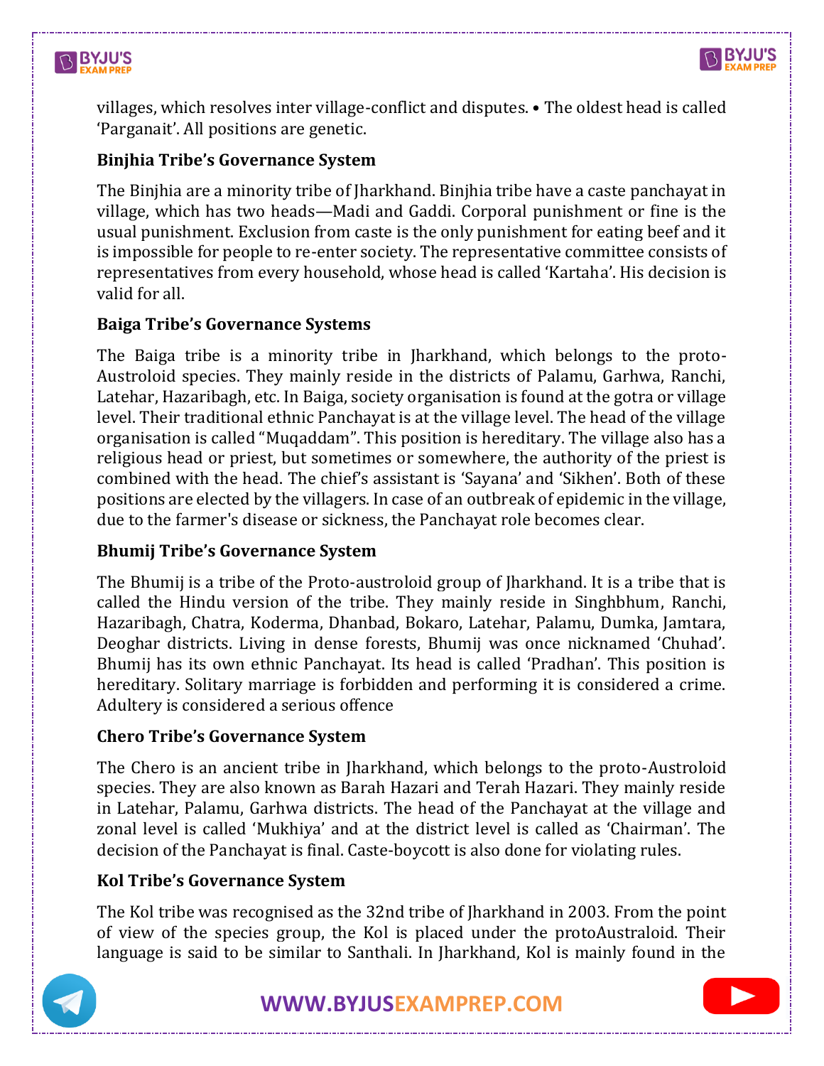villages, which resolves inter village-conflict and disputes. • The oldest head is called 'Parganait'. All positions are genetic.

**Binjhia Tribe's Governance System**

The Binjhia are a minority tribe of Jharkhand. Binjhia tribe have a caste panchayat in village, which has two heads—Madi and Gaddi. Corporal punishment or fine is the usual punishment. Exclusion from caste is the only punishment for eating beef and it is impossible for people to re-enter society. The representative committee consists of representatives from every household, whose head is called 'Kartaha'. His decision is valid for all.

**Baiga Tribe's Governance Systems**

The Baiga tribe is a minority tribe in Jharkhand, which belongs to the proto-Austroloid species. They mainly reside in the districts of Palamu, Garhwa, Ranchi, Latehar, Hazaribagh, etc. In Baiga, society organisation is found at the gotra or village level. Their traditional ethnic Panchayat is at the village level. The head of the village organisation is called "Muqaddam". This position is hereditary. The village also has a religious head or priest, but sometimes or somewhere, the authority of the priest is combined with the head. The chief's assistant is 'Sayana' and 'Sikhen'. Both of these positions are elected by the villagers. In case of an outbreak of epidemic in the village, due to the farmer's disease or sickness, the Panchayat role becomes clear.

**Bhumij Tribe's Governance System**

The Bhumij is a tribe of the Proto-austroloid group of Jharkhand. It is a tribe that is called the Hindu version of the tribe. They mainly reside in Singhbhum, Ranchi, Hazaribagh, Chatra, Koderma, Dhanbad, Bokaro, Latehar, Palamu, Dumka, Jamtara, Deoghar districts. Living in dense forests, Bhumij was once nicknamed 'Chuhad'. Bhumij has its own ethnic Panchayat. Its head is called 'Pradhan'. This position is hereditary. Solitary marriage is forbidden and performing it is considered a crime. Adultery is considered a serious offence

**Chero Tribe's Governance System**

The Chero is an ancient tribe in Jharkhand, which belongs to the proto-Austroloid species. They are also known as Barah Hazari and Terah Hazari. They mainly reside in Latehar, Palamu, Garhwa districts. The head of the Panchayat at the village and zonal level is called 'Mukhiya' and at the district level is called as 'Chairman'. The decision of the Panchayat is final. Caste-boycott is also done for violating rules.

**Kol Tribe's Governance System**

The Kol tribe was recognised as the 32nd tribe of Jharkhand in 2003. From the point of view of the species group, the Kol is placed under the protoAustraloid. Their language is said to be similar to Santhali. In Jharkhand, Kol is mainly found in the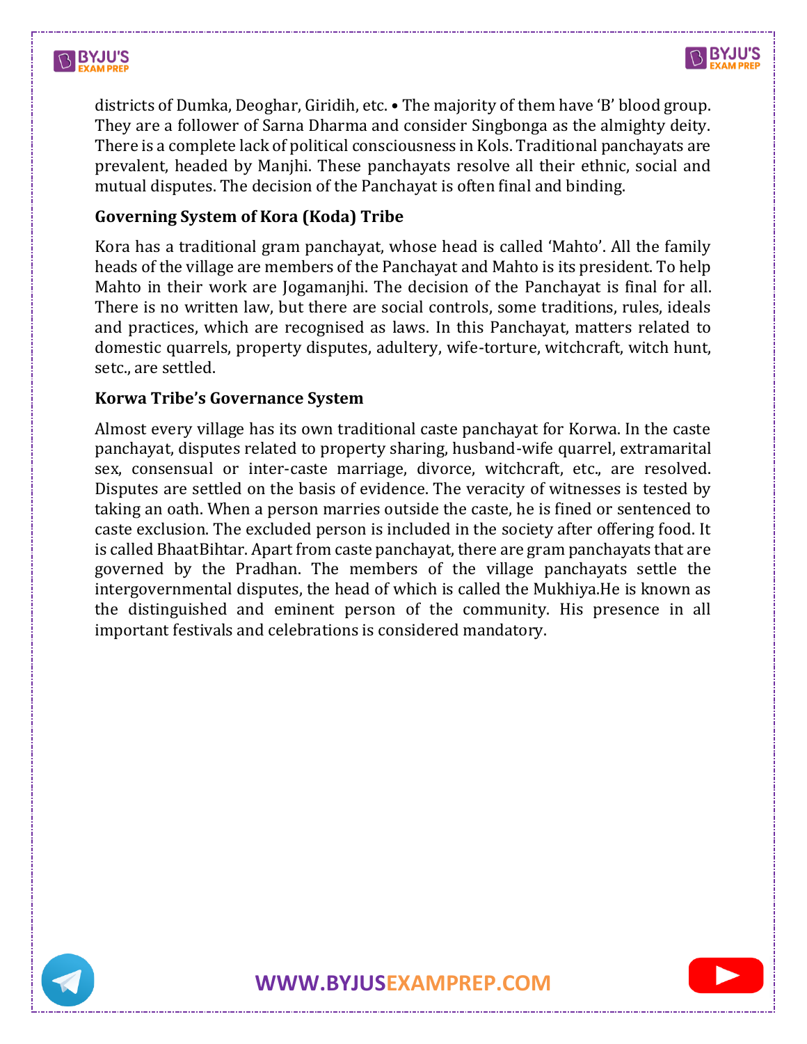districts of Dumka, Deoghar, Giridih, etc. • The majority of them have 'B' blood group. They are a follower of Sarna Dharma and consider Singbonga as the almighty deity. There is a complete lack of political consciousness in Kols. Traditional panchayats are prevalent, headed by Manjhi. These panchayats resolve all their ethnic, social and mutual disputes. The decision of the Panchayat is often final and binding.

### Governing System of Kora (Koda) Tribe

Kora has a traditional gram panchayat, whose head is called 'Mahto'. All the family heads of the village are members of the Panchayat and Mahto is its president. To help Mahto in their work are Jogamanjhi. The decision of the Panchayat is final for all. There is no written law, but there are social controls, some traditions, rules, ideals and practices, which are recognised as laws. In this Panchayat, matters related to domestic quarrels, property disputes, adultery, wife-torture, witchcraft, witch hunt, setc., are settled.

### Korwa Tribe's Governance System

Almost every village has its own traditional caste panchayat for Korwa. In the caste panchayat, disputes related to property sharing, husband-wife quarrel, extramarital sex, consensual or inter-caste marriage, divorce, witchcraft, etc., are resolved. Disputes are settled on the basis of evidence. The veracity of witnesses is tested by taking an oath. When a person marries outside the caste, he is fined or sentenced to caste exclusion. The excluded person is included in the society after offering food. It is called BhaatBihtar. Apart from caste panchayat, there are gram panchayats that are governed by the Pradhan. The members of the village panchayats settle the intergovernmental disputes, the head of which is called the Mukhiya.He is known as the distinguished and eminent person of the community. His presence in all important festivals and celebrations is considered mandatory.